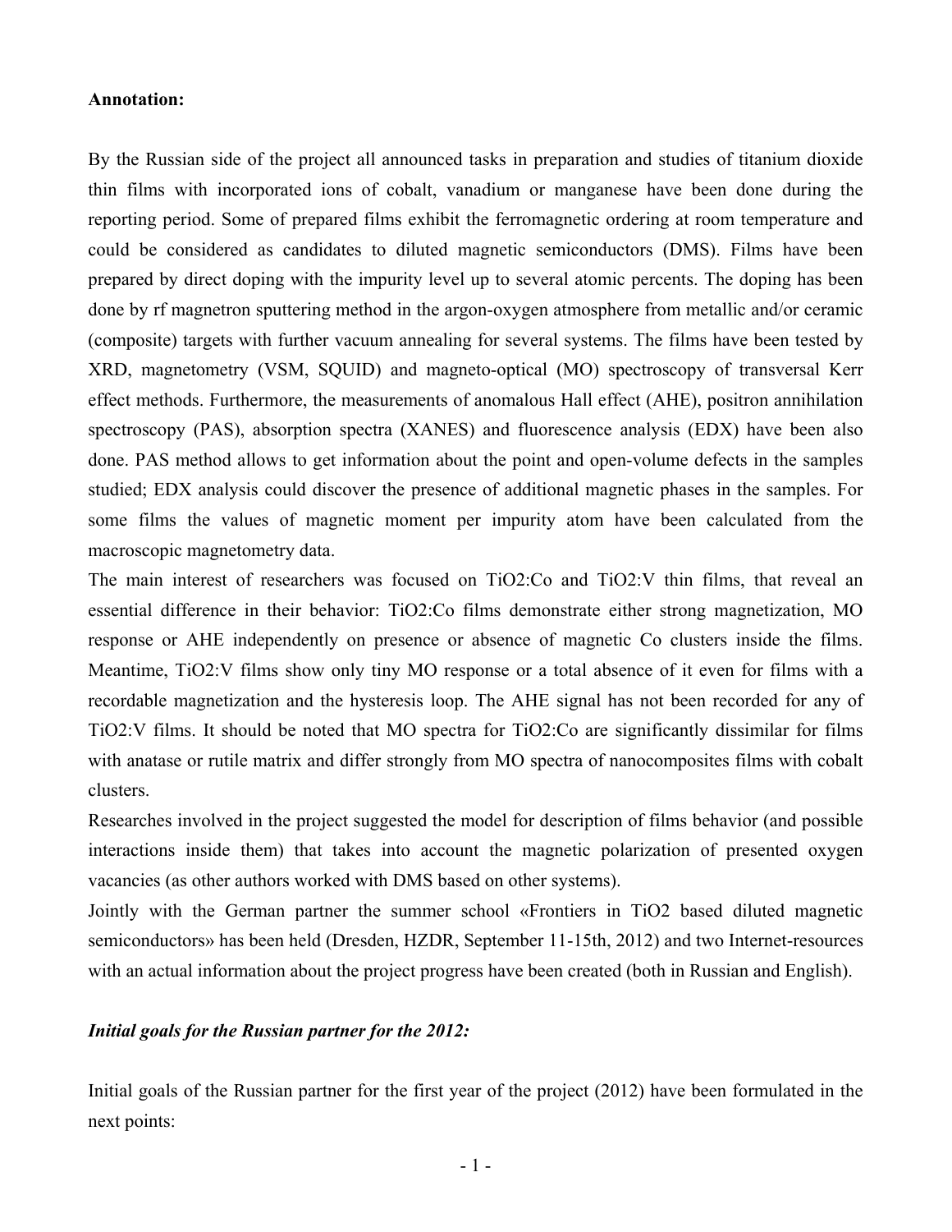**Annotation:**

By the Russian side of the project all announced tasks in preparation and studies of titanium dioxide thin films with incorporated ions of cobalt, vanadium or manganese have been done during the reporting period. Some of prepared films exhibit the ferromagnetic ordering at room temperature and could be considered as candidates to diluted magnetic semiconductors (DMS). Films have been prepared by direct doping with the impurity level up to several atomic percents. The doping has been done by rf magnetron sputtering method in the argon-oxygen atmosphere from metallic and/or ceramic (composite) targets with further vacuum annealing for several systems. The films have been tested by XRD, magnetometry (VSM, SQUID) and magneto-optical (MO) spectroscopy of transversal Kerr effect methods. Furthermore, the measurements of anomalous Hall effect (AHE), positron annihilation spectroscopy (PAS), absorption spectra (XANES) and fluorescence analysis (EDX) have been also done. PAS method allows to get information about the point and open-volume defects in the samples studied; EDX analysis could discover the presence of additional magnetic phases in the samples. For some films the values of magnetic moment per impurity atom have been calculated from the macroscopic magnetometry data.

The main interest of researchers was focused on $TiO_2$:Co and $TiO_2$:V thin films, that reveal an essential difference in their behavior: $TiO_2$:Co films demonstrate either strong magnetization, MO response or AHE independently on presence or absence of magnetic Co clusters inside the films. Meantime, $TiO_2$:V films show only tiny MO response or a total absence of it even for films with a recordable magnetization and the hysteresis loop. The AHE signal has not been recorded for any of $TiO_2$:V films. It should be noted that MO spectra for $TiO_2$:Co are significantly dissimilar for films with anatase or rutile matrix and differ strongly from MO spectra of nanocomposites films with cobalt clusters.

Researches involved in the project suggested the model for description of films behavior (and possible interactions inside them) that takes into account the magnetic polarization of presented oxygen vacancies (as other authors worked with DMS based on other systems).

Jointly with the German partner the summer school «Frontiers in $TiO_2$ based diluted magnetic semiconductors» has been held (Dresden, HZDR, September 11-15th, 2012) and two Internet-resources with an actual information about the project progress have been created (both in Russian and English).

***Initial goals for the Russian partner for the 2012:***

Initial goals of the Russian partner for the first year of the project (2012) have been formulated in the next points: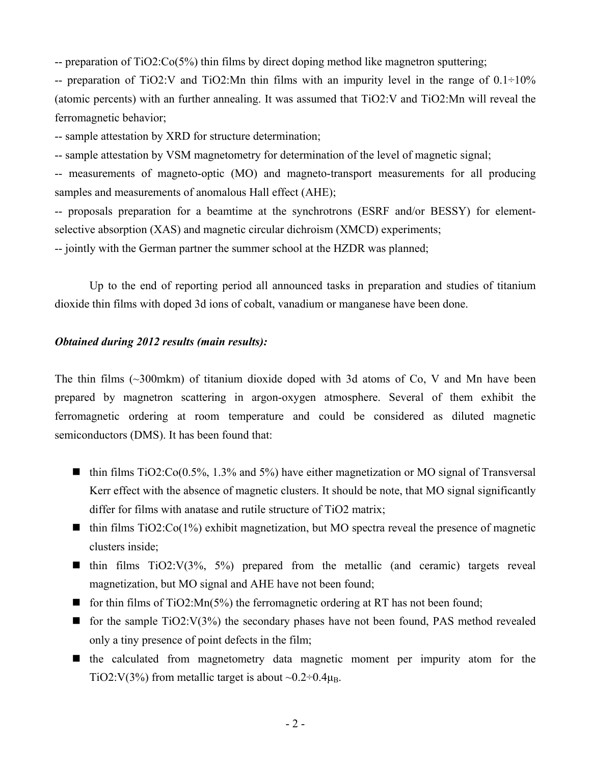-- preparation of $TiO_2$:Co(5%) thin films by direct doping method like magnetron sputtering;

-- preparation of $TiO_2$:V and $TiO_2$:Mn thin films with an impurity level in the range of 0.1÷10% (atomic percents) with an further annealing. It was assumed that $TiO_2$:V and $TiO_2$:Mn will reveal the ferromagnetic behavior;

-- sample attestation by XRD for structure determination;

-- sample attestation by VSM magnetometry for determination of the level of magnetic signal;

-- measurements of magneto-optic (MO) and magneto-transport measurements for all producing samples and measurements of anomalous Hall effect (AHE);

-- proposals preparation for a beamtime at the synchrotrons (ESRF and/or BESSY) for element-selective absorption (XAS) and magnetic circular dichroism (XMCD) experiments;

-- jointly with the German partner the summer school at the HZDR was planned;

Up to the end of reporting period all announced tasks in preparation and studies of titanium dioxide thin films with doped 3d ions of cobalt, vanadium or manganese have been done.

***Obtained during 2012 results (main results):***

The thin films (~300mkm) of titanium dioxide doped with 3d atoms of Co, V and Mn have been prepared by magnetron scattering in argon-oxygen atmosphere. Several of them exhibit the ferromagnetic ordering at room temperature and could be considered as diluted magnetic semiconductors (DMS). It has been found that:

- thin films $TiO_2$:Co(0.5%, 1.3% and 5%) have either magnetization or MO signal of Transversal Kerr effect with the absence of magnetic clusters. It should be note, that MO signal significantly differ for films with anatase and rutile structure of $TiO_2$ matrix;
- thin films $TiO_2$:Co(1%) exhibit magnetization, but MO spectra reveal the presence of magnetic clusters inside;
- thin films $TiO_2$:V(3%, 5%) prepared from the metallic (and ceramic) targets reveal magnetization, but MO signal and AHE have not been found;
- for thin films of $TiO_2$:Mn(5%) the ferromagnetic ordering at RT has not been found;
- for the sample $TiO_2$:V(3%) the secondary phases have not been found, PAS method revealed only a tiny presence of point defects in the film;
- the calculated from magnetometry data magnetic moment per impurity atom for the $TiO_2$:V(3%) from metallic target is about $\sim 0.2 \div 0.4 \mu_B$.